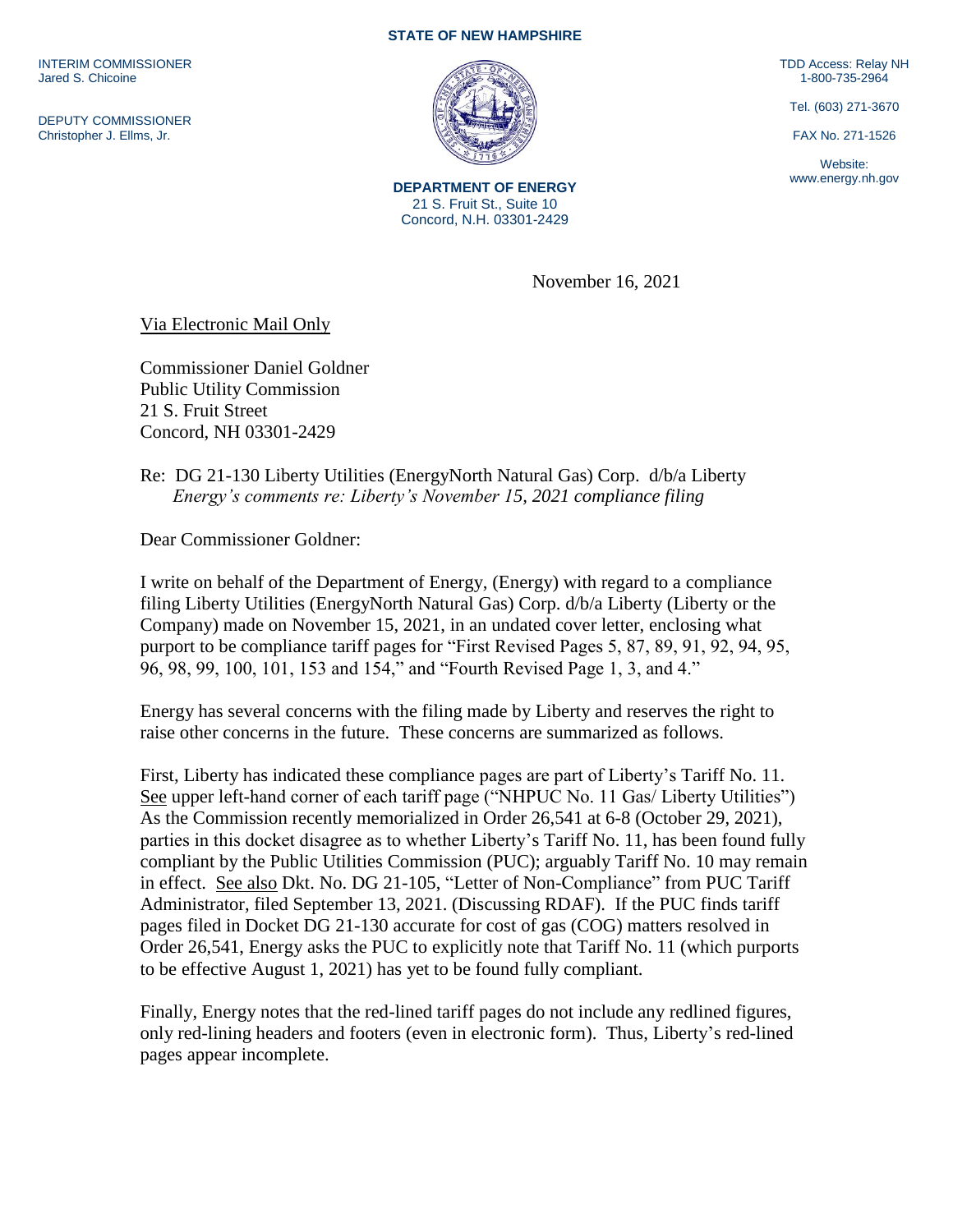**STATE OF NEW HAMPSHIRE**

INTERIM COMMISSIONER
Jared S. Chicoine

DEPUTY COMMISSIONER
Christopher J. Ellms, Jr.

**DEPARTMENT OF ENERGY**
21 S. Fruit St., Suite 10
Concord, N.H. 03301-2429

TDD Access: Relay NH
1-800-735-2964

Tel. (603) 271-3670

FAX No. 271-1526

Website:
www.energy.nh.gov

November 16, 2021

Via Electronic Mail Only

Commissioner Daniel Goldner
Public Utility Commission
21 S. Fruit Street
Concord, NH 03301-2429

Re: DG 21-130 Liberty Utilities (EnergyNorth Natural Gas) Corp. d/b/a Liberty
*Energy's comments re: Liberty's November 15, 2021 compliance filing*

Dear Commissioner Goldner:

I write on behalf of the Department of Energy, (Energy) with regard to a compliance filing Liberty Utilities (EnergyNorth Natural Gas) Corp. d/b/a Liberty (Liberty or the Company) made on November 15, 2021, in an undated cover letter, enclosing what purport to be compliance tariff pages for "First Revised Pages 5, 87, 89, 91, 92, 94, 95, 96, 98, 99, 100, 101, 153 and 154," and "Fourth Revised Page 1, 3, and 4."

Energy has several concerns with the filing made by Liberty and reserves the right to raise other concerns in the future. These concerns are summarized as follows.

First, Liberty has indicated these compliance pages are part of Liberty's Tariff No. 11. See upper left-hand corner of each tariff page ("NHPUC No. 11 Gas/ Liberty Utilities") As the Commission recently memorialized in Order 26,541 at 6-8 (October 29, 2021), parties in this docket disagree as to whether Liberty's Tariff No. 11, has been found fully compliant by the Public Utilities Commission (PUC); arguably Tariff No. 10 may remain in effect. See also Dkt. No. DG 21-105, "Letter of Non-Compliance" from PUC Tariff Administrator, filed September 13, 2021. (Discussing RDAF). If the PUC finds tariff pages filed in Docket DG 21-130 accurate for cost of gas (COG) matters resolved in Order 26,541, Energy asks the PUC to explicitly note that Tariff No. 11 (which purports to be effective August 1, 2021) has yet to be found fully compliant.

Finally, Energy notes that the red-lined tariff pages do not include any redlined figures, only red-lining headers and footers (even in electronic form). Thus, Liberty's red-lined pages appear incomplete.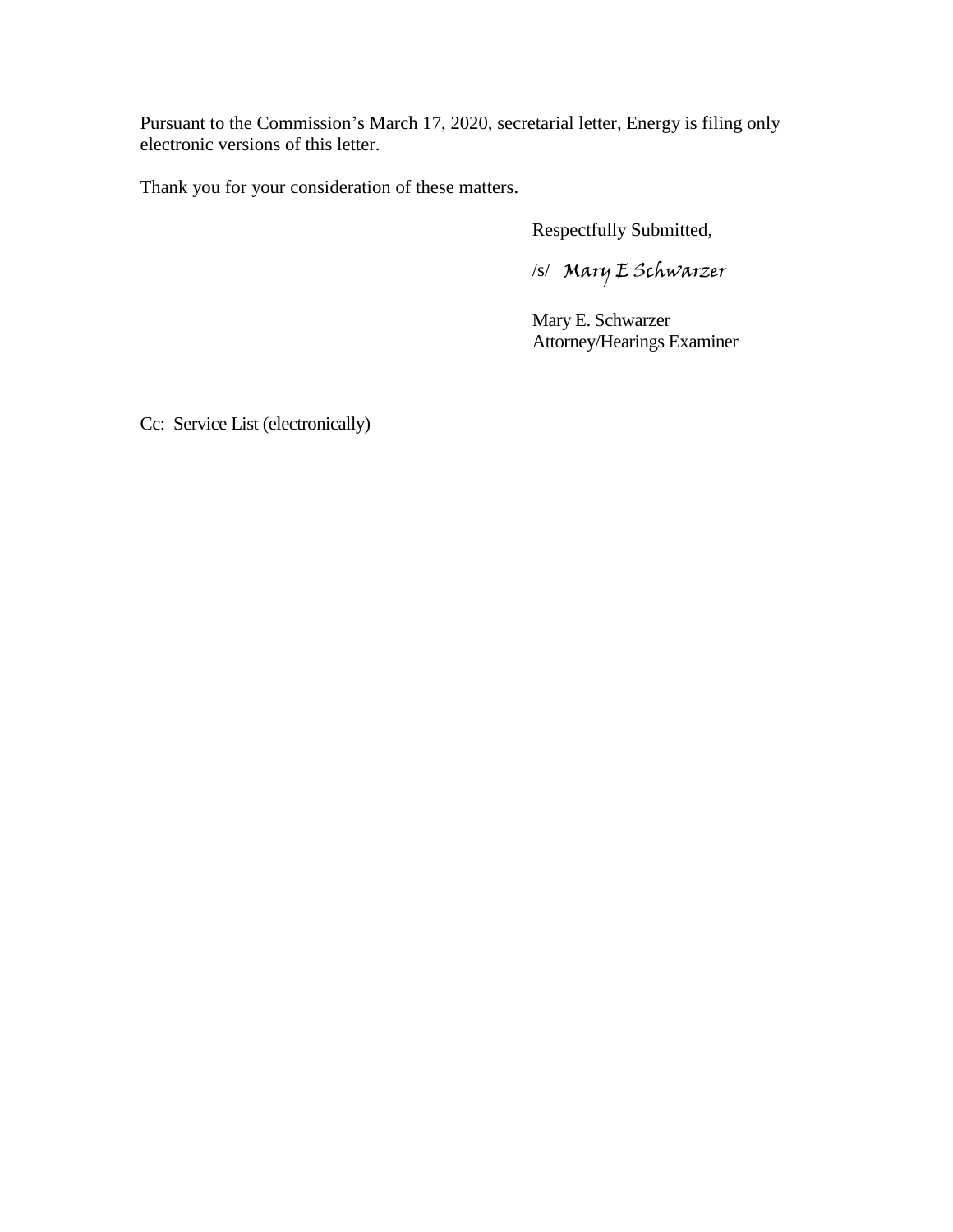Pursuant to the Commission's March 17, 2020, secretarial letter, Energy is filing only electronic versions of this letter.

Thank you for your consideration of these matters.

Respectfully Submitted,

/s/ Mary E Schwarzer

Mary E. Schwarzer
Attorney/Hearings Examiner

Cc: Service List (electronically)